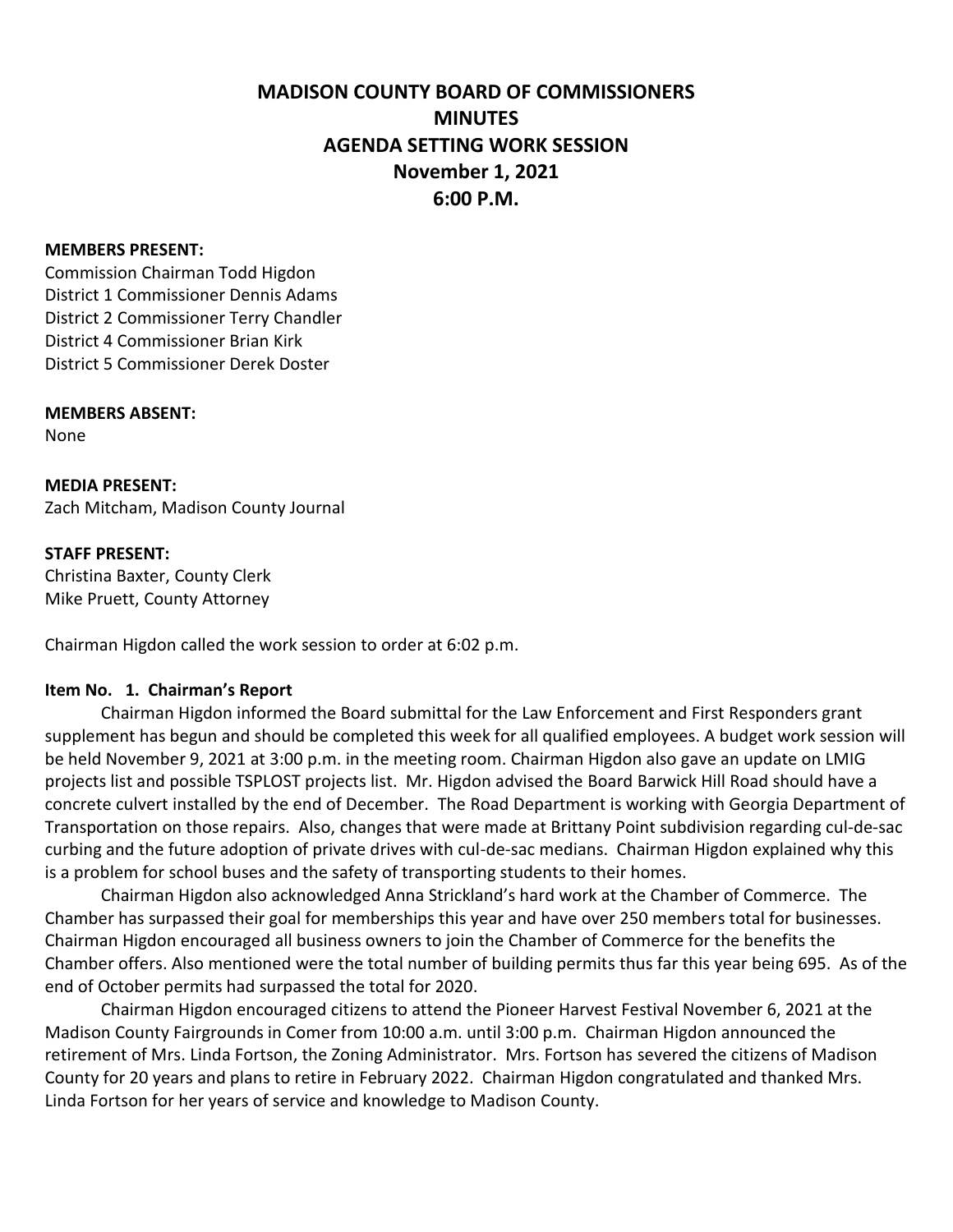# MADISON COUNTY BOARD OF COMMISSIONERS
# MINUTES
# AGENDA SETTING WORK SESSION
# November 1, 2021
# 6:00 P.M.

**MEMBERS PRESENT:**
Commission Chairman Todd Higdon
District 1 Commissioner Dennis Adams
District 2 Commissioner Terry Chandler
District 4 Commissioner Brian Kirk
District 5 Commissioner Derek Doster

**MEMBERS ABSENT:**
None

**MEDIA PRESENT:**
Zach Mitcham, Madison County Journal

**STAFF PRESENT:**
Christina Baxter, County Clerk
Mike Pruett, County Attorney

Chairman Higdon called the work session to order at 6:02 p.m.

**Item No. 1. Chairman's Report**

Chairman Higdon informed the Board submittal for the Law Enforcement and First Responders grant supplement has begun and should be completed this week for all qualified employees. A budget work session will be held November 9, 2021 at 3:00 p.m. in the meeting room. Chairman Higdon also gave an update on LMIG projects list and possible TSPLOST projects list. Mr. Higdon advised the Board Barwick Hill Road should have a concrete culvert installed by the end of December. The Road Department is working with Georgia Department of Transportation on those repairs. Also, changes that were made at Brittany Point subdivision regarding cul-de-sac curbing and the future adoption of private drives with cul-de-sac medians. Chairman Higdon explained why this is a problem for school buses and the safety of transporting students to their homes.

Chairman Higdon also acknowledged Anna Strickland's hard work at the Chamber of Commerce. The Chamber has surpassed their goal for memberships this year and have over 250 members total for businesses. Chairman Higdon encouraged all business owners to join the Chamber of Commerce for the benefits the Chamber offers. Also mentioned were the total number of building permits thus far this year being 695. As of the end of October permits had surpassed the total for 2020.

Chairman Higdon encouraged citizens to attend the Pioneer Harvest Festival November 6, 2021 at the Madison County Fairgrounds in Comer from 10:00 a.m. until 3:00 p.m. Chairman Higdon announced the retirement of Mrs. Linda Fortson, the Zoning Administrator. Mrs. Fortson has severed the citizens of Madison County for 20 years and plans to retire in February 2022. Chairman Higdon congratulated and thanked Mrs. Linda Fortson for her years of service and knowledge to Madison County.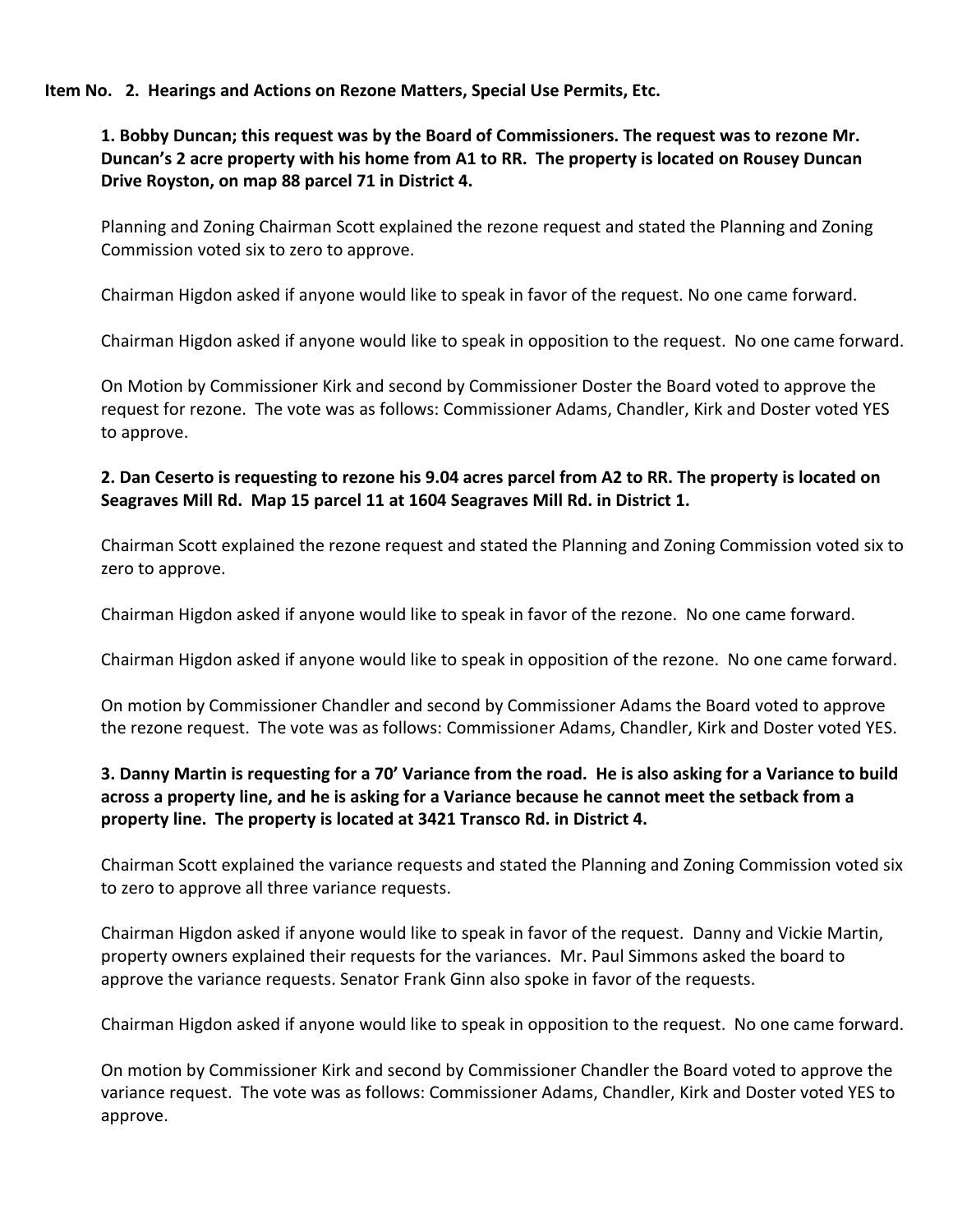**Item No. 2. Hearings and Actions on Rezone Matters, Special Use Permits, Etc.**

**1. Bobby Duncan; this request was by the Board of Commissioners. The request was to rezone Mr. Duncan's 2 acre property with his home from A1 to RR. The property is located on Rousey Duncan Drive Royston, on map 88 parcel 71 in District 4.**

Planning and Zoning Chairman Scott explained the rezone request and stated the Planning and Zoning Commission voted six to zero to approve.

Chairman Higdon asked if anyone would like to speak in favor of the request. No one came forward.

Chairman Higdon asked if anyone would like to speak in opposition to the request. No one came forward.

On Motion by Commissioner Kirk and second by Commissioner Doster the Board voted to approve the request for rezone. The vote was as follows: Commissioner Adams, Chandler, Kirk and Doster voted YES to approve.

**2. Dan Ceserto is requesting to rezone his 9.04 acres parcel from A2 to RR. The property is located on Seagraves Mill Rd. Map 15 parcel 11 at 1604 Seagraves Mill Rd. in District 1.**

Chairman Scott explained the rezone request and stated the Planning and Zoning Commission voted six to zero to approve.

Chairman Higdon asked if anyone would like to speak in favor of the rezone. No one came forward.

Chairman Higdon asked if anyone would like to speak in opposition of the rezone. No one came forward.

On motion by Commissioner Chandler and second by Commissioner Adams the Board voted to approve the rezone request. The vote was as follows: Commissioner Adams, Chandler, Kirk and Doster voted YES.

**3. Danny Martin is requesting for a 70' Variance from the road. He is also asking for a Variance to build across a property line, and he is asking for a Variance because he cannot meet the setback from a property line. The property is located at 3421 Transco Rd. in District 4.**

Chairman Scott explained the variance requests and stated the Planning and Zoning Commission voted six to zero to approve all three variance requests.

Chairman Higdon asked if anyone would like to speak in favor of the request. Danny and Vickie Martin, property owners explained their requests for the variances. Mr. Paul Simmons asked the board to approve the variance requests. Senator Frank Ginn also spoke in favor of the requests.

Chairman Higdon asked if anyone would like to speak in opposition to the request. No one came forward.

On motion by Commissioner Kirk and second by Commissioner Chandler the Board voted to approve the variance request. The vote was as follows: Commissioner Adams, Chandler, Kirk and Doster voted YES to approve.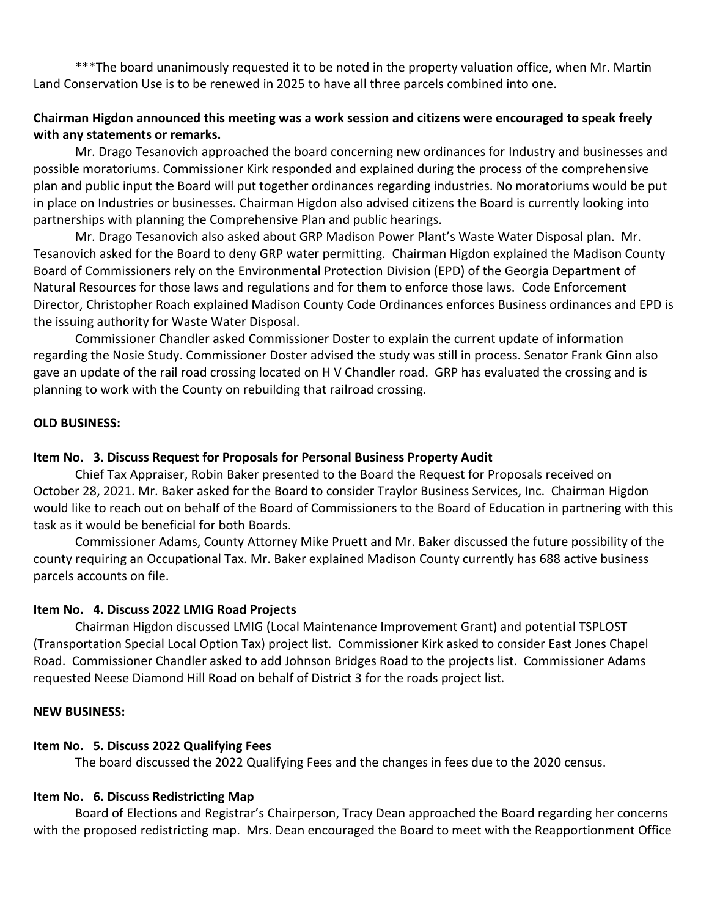***The board unanimously requested it to be noted in the property valuation office, when Mr. Martin Land Conservation Use is to be renewed in 2025 to have all three parcels combined into one.

**Chairman Higdon announced this meeting was a work session and citizens were encouraged to speak freely with any statements or remarks.**

Mr. Drago Tesanovich approached the board concerning new ordinances for Industry and businesses and possible moratoriums. Commissioner Kirk responded and explained during the process of the comprehensive plan and public input the Board will put together ordinances regarding industries. No moratoriums would be put in place on Industries or businesses. Chairman Higdon also advised citizens the Board is currently looking into partnerships with planning the Comprehensive Plan and public hearings.

Mr. Drago Tesanovich also asked about GRP Madison Power Plant's Waste Water Disposal plan. Mr. Tesanovich asked for the Board to deny GRP water permitting. Chairman Higdon explained the Madison County Board of Commissioners rely on the Environmental Protection Division (EPD) of the Georgia Department of Natural Resources for those laws and regulations and for them to enforce those laws. Code Enforcement Director, Christopher Roach explained Madison County Code Ordinances enforces Business ordinances and EPD is the issuing authority for Waste Water Disposal.

Commissioner Chandler asked Commissioner Doster to explain the current update of information regarding the Nosie Study. Commissioner Doster advised the study was still in process. Senator Frank Ginn also gave an update of the rail road crossing located on H V Chandler road. GRP has evaluated the crossing and is planning to work with the County on rebuilding that railroad crossing.

**OLD BUSINESS:**

**Item No. 3. Discuss Request for Proposals for Personal Business Property Audit**

Chief Tax Appraiser, Robin Baker presented to the Board the Request for Proposals received on October 28, 2021. Mr. Baker asked for the Board to consider Traylor Business Services, Inc. Chairman Higdon would like to reach out on behalf of the Board of Commissioners to the Board of Education in partnering with this task as it would be beneficial for both Boards.

Commissioner Adams, County Attorney Mike Pruett and Mr. Baker discussed the future possibility of the county requiring an Occupational Tax. Mr. Baker explained Madison County currently has 688 active business parcels accounts on file.

**Item No. 4. Discuss 2022 LMIG Road Projects**

Chairman Higdon discussed LMIG (Local Maintenance Improvement Grant) and potential TSPLOST (Transportation Special Local Option Tax) project list. Commissioner Kirk asked to consider East Jones Chapel Road. Commissioner Chandler asked to add Johnson Bridges Road to the projects list. Commissioner Adams requested Neese Diamond Hill Road on behalf of District 3 for the roads project list.

**NEW BUSINESS:**

**Item No. 5. Discuss 2022 Qualifying Fees**

The board discussed the 2022 Qualifying Fees and the changes in fees due to the 2020 census.

**Item No. 6. Discuss Redistricting Map**

Board of Elections and Registrar's Chairperson, Tracy Dean approached the Board regarding her concerns with the proposed redistricting map. Mrs. Dean encouraged the Board to meet with the Reapportionment Office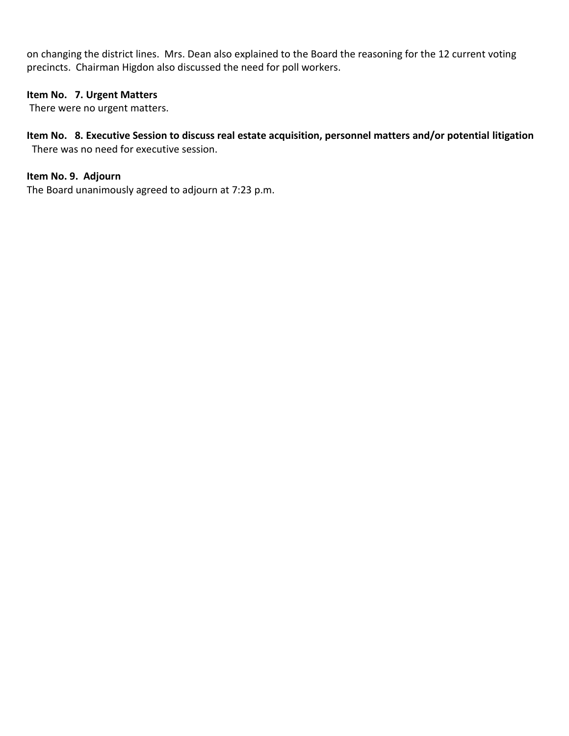on changing the district lines. Mrs. Dean also explained to the Board the reasoning for the 12 current voting precincts. Chairman Higdon also discussed the need for poll workers.

**Item No. 7. Urgent Matters**

There were no urgent matters.

**Item No. 8. Executive Session to discuss real estate acquisition, personnel matters and/or potential litigation**

There was no need for executive session.

**Item No. 9. Adjourn**

The Board unanimously agreed to adjourn at 7:23 p.m.